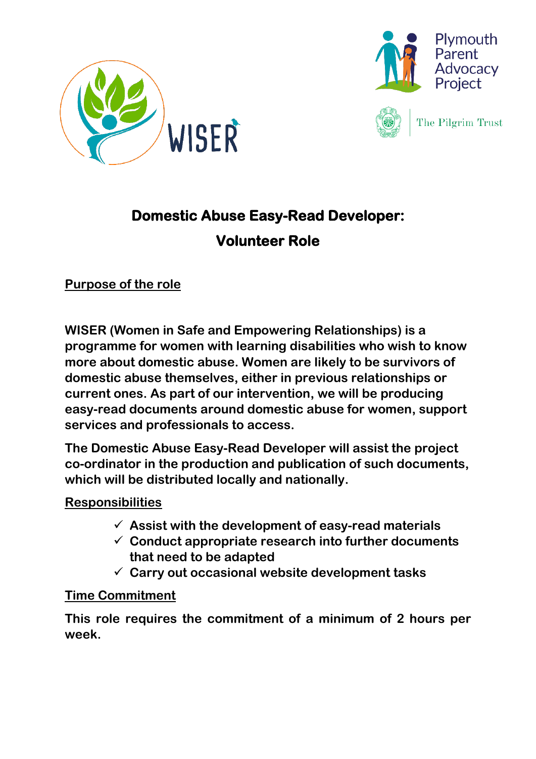# Domestic Abuse Easy-Read Developer: Volunteer Role

## Purpose of the role

**WISER (Women in Safe and Empowering Relationships) is a programme for women with learning disabilities who wish to know more about domestic abuse. Women are likely to be survivors of domestic abuse themselves, either in previous relationships or current ones. As part of our intervention, we will be producing easy-read documents around domestic abuse for women, support services and professionals to access.**

**The Domestic Abuse Easy-Read Developer will assist the project co-ordinator in the production and publication of such documents, which will be distributed locally and nationally.**

## Responsibilities

- ✓ **Assist with the development of easy-read materials**
- ✓ **Conduct appropriate research into further documents that need to be adapted**
- ✓ **Carry out occasional website development tasks**

## Time Commitment

**This role requires the commitment of a minimum of 2 hours per week.**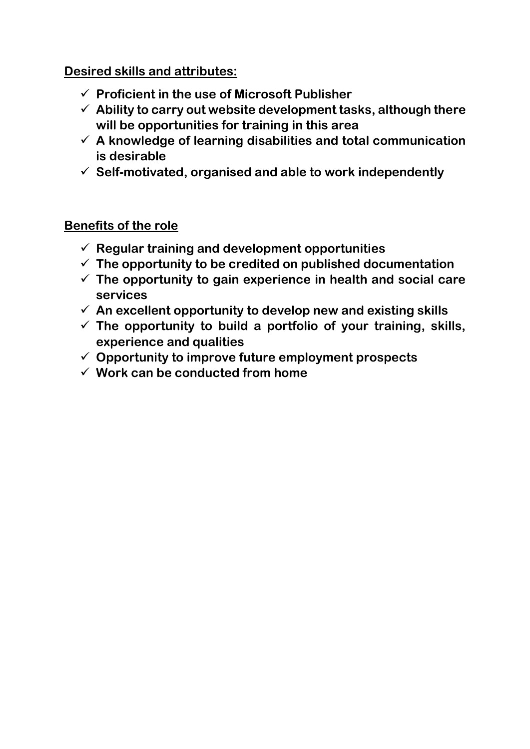**Desired skills and attributes:**

- ✓ **Proficient in the use of Microsoft Publisher**
- ✓ **Ability to carry out website development tasks, although there will be opportunities for training in this area**
- ✓ **A knowledge of learning disabilities and total communication is desirable**
- ✓ **Self-motivated, organised and able to work independently**

**Benefits of the role**

- ✓ **Regular training and development opportunities**
- ✓ **The opportunity to be credited on published documentation**
- ✓ **The opportunity to gain experience in health and social care services**
- ✓ **An excellent opportunity to develop new and existing skills**
- ✓ **The opportunity to build a portfolio of your training, skills, experience and qualities**
- ✓ **Opportunity to improve future employment prospects**
- ✓ **Work can be conducted from home**